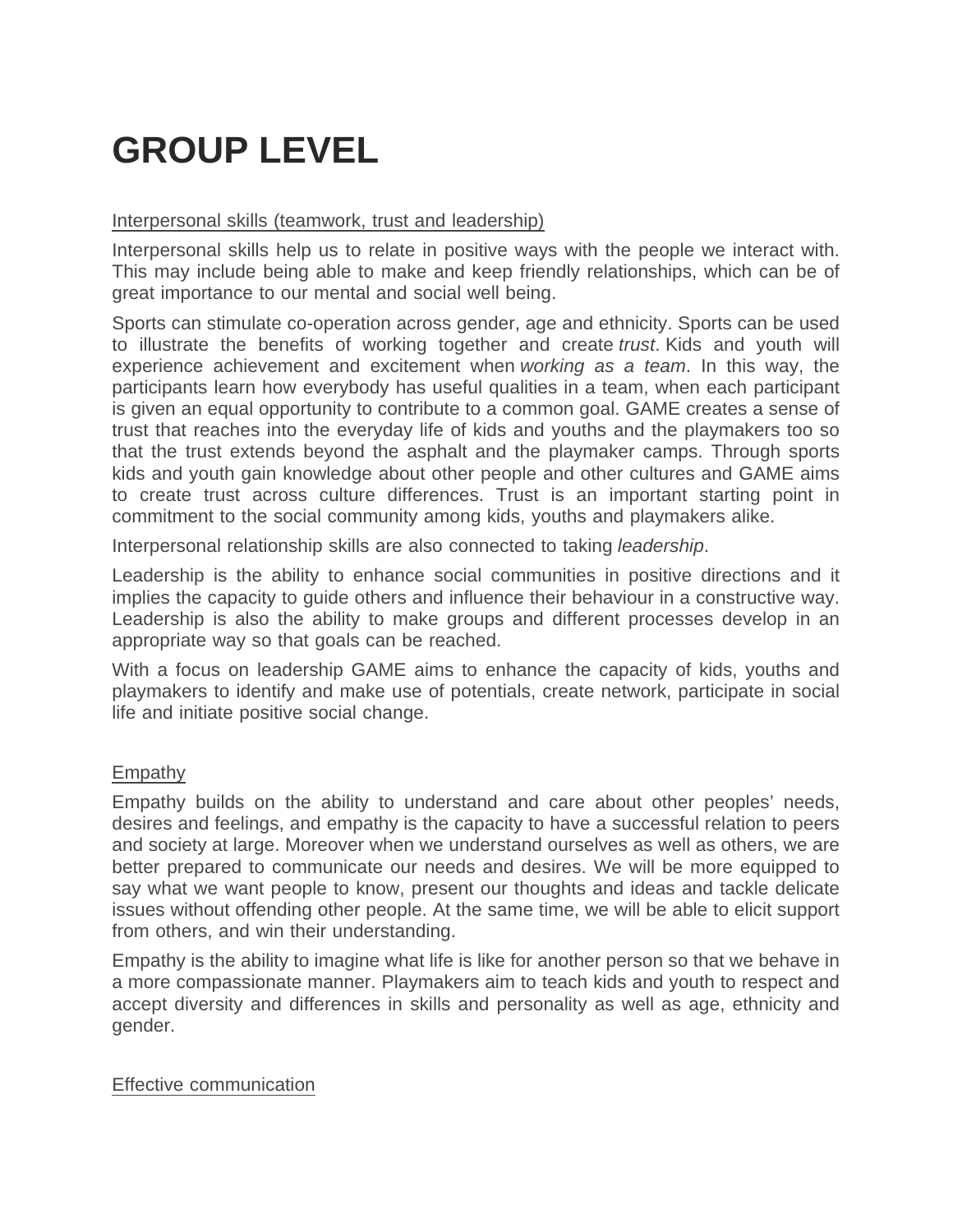# GROUP LEVEL

Interpersonal skills (teamwork, trust and leadership)

Interpersonal skills help us to relate in positive ways with the people we interact with. This may include being able to make and keep friendly relationships, which can be of great importance to our mental and social well being.

Sports can stimulate co-operation across gender, age and ethnicity. Sports can be used to illustrate the benefits of working together and create *trust*. Kids and youth will experience achievement and excitement when *working as a team*. In this way, the participants learn how everybody has useful qualities in a team, when each participant is given an equal opportunity to contribute to a common goal. GAME creates a sense of trust that reaches into the everyday life of kids and youths and the playmakers too so that the trust extends beyond the asphalt and the playmaker camps. Through sports kids and youth gain knowledge about other people and other cultures and GAME aims to create trust across culture differences. Trust is an important starting point in commitment to the social community among kids, youths and playmakers alike.

Interpersonal relationship skills are also connected to taking *leadership*.

Leadership is the ability to enhance social communities in positive directions and it implies the capacity to guide others and influence their behaviour in a constructive way. Leadership is also the ability to make groups and different processes develop in an appropriate way so that goals can be reached.

With a focus on leadership GAME aims to enhance the capacity of kids, youths and playmakers to identify and make use of potentials, create network, participate in social life and initiate positive social change.

Empathy

Empathy builds on the ability to understand and care about other peoples' needs, desires and feelings, and empathy is the capacity to have a successful relation to peers and society at large. Moreover when we understand ourselves as well as others, we are better prepared to communicate our needs and desires. We will be more equipped to say what we want people to know, present our thoughts and ideas and tackle delicate issues without offending other people. At the same time, we will be able to elicit support from others, and win their understanding.

Empathy is the ability to imagine what life is like for another person so that we behave in a more compassionate manner. Playmakers aim to teach kids and youth to respect and accept diversity and differences in skills and personality as well as age, ethnicity and gender.

Effective communication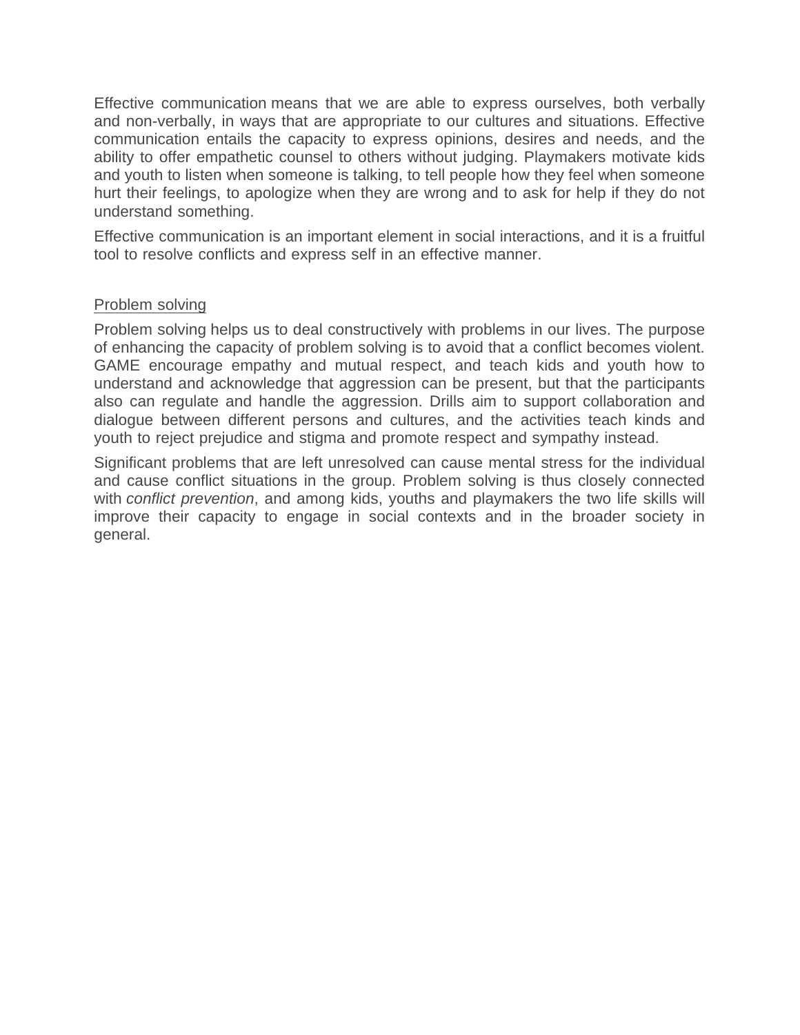Effective communication means that we are able to express ourselves, both verbally and non-verbally, in ways that are appropriate to our cultures and situations. Effective communication entails the capacity to express opinions, desires and needs, and the ability to offer empathetic counsel to others without judging. Playmakers motivate kids and youth to listen when someone is talking, to tell people how they feel when someone hurt their feelings, to apologize when they are wrong and to ask for help if they do not understand something.

Effective communication is an important element in social interactions, and it is a fruitful tool to resolve conflicts and express self in an effective manner.

<u>Problem solving</u>

Problem solving helps us to deal constructively with problems in our lives. The purpose of enhancing the capacity of problem solving is to avoid that a conflict becomes violent. GAME encourage empathy and mutual respect, and teach kids and youth how to understand and acknowledge that aggression can be present, but that the participants also can regulate and handle the aggression. Drills aim to support collaboration and dialogue between different persons and cultures, and the activities teach kinds and youth to reject prejudice and stigma and promote respect and sympathy instead.

Significant problems that are left unresolved can cause mental stress for the individual and cause conflict situations in the group. Problem solving is thus closely connected with *conflict prevention*, and among kids, youths and playmakers the two life skills will improve their capacity to engage in social contexts and in the broader society in general.